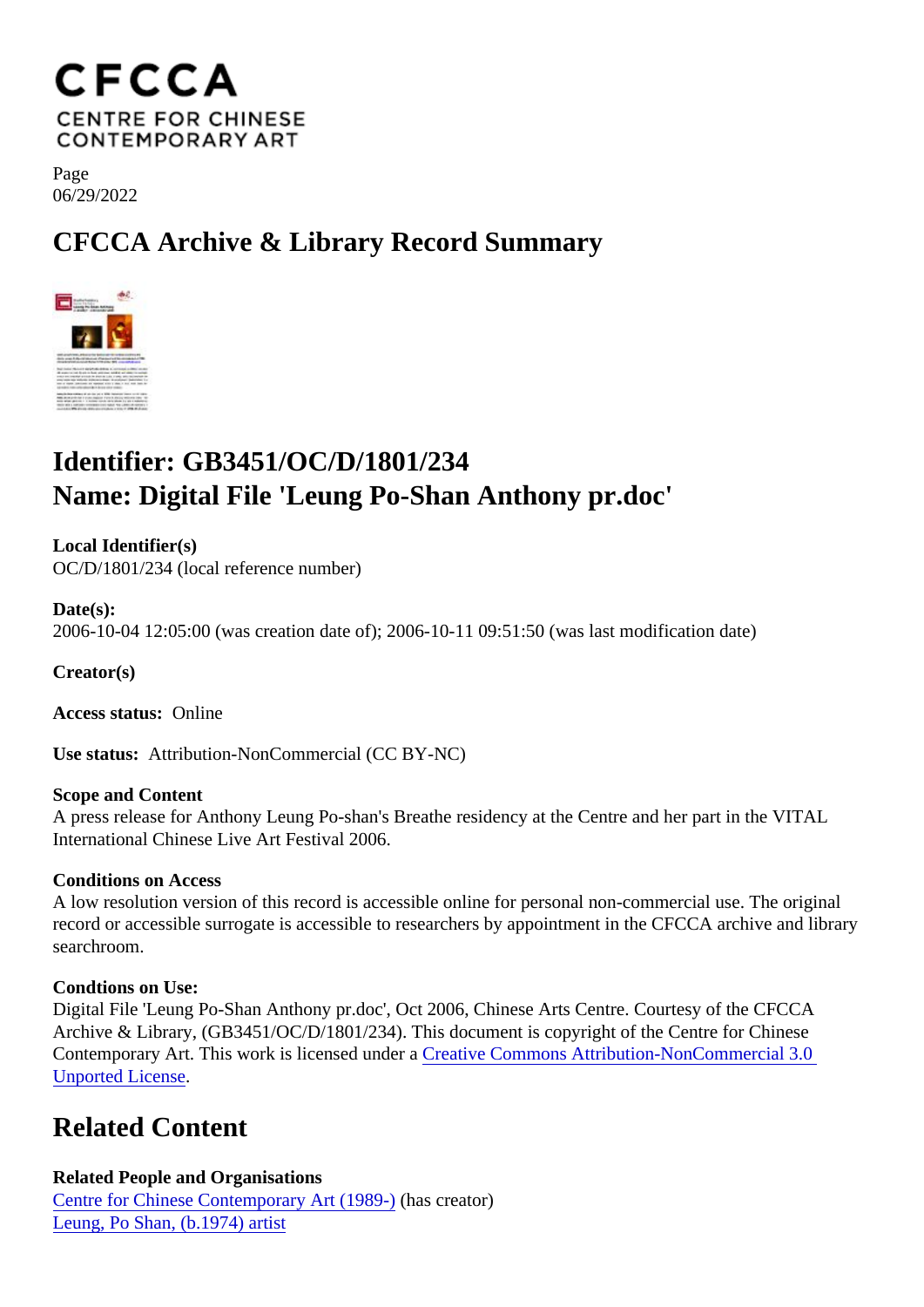Page
06/29/2022

# CFCCA Archive & Library Record Summary

## Identifier: GB3451/OC/D/1801/234
## Name: Digital File 'Leung Po-Shan Anthony pr.doc'

**Local Identifier(s)**
OC/D/1801/234 (local reference number)

**Date(s):**
2006-10-04 12:05:00 (was creation date of); 2006-10-11 09:51:50 (was last modification date)

**Creator(s)**

**Access status:** Online

**Use status:** Attribution-NonCommercial (CC BY-NC)

**Scope and Content**
A press release for Anthony Leung Po-shan's Breathe residency at the Centre and her part in the VITAL International Chinese Live Art Festival 2006.

**Conditions on Access**
A low resolution version of this record is accessible online for personal non-commercial use. The original record or accessible surrogate is accessible to researchers by appointment in the CFCCA archive and library searchroom.

**Condtions on Use:**
Digital File 'Leung Po-Shan Anthony pr.doc', Oct 2006, Chinese Arts Centre. Courtesy of the CFCCA Archive & Library, (GB3451/OC/D/1801/234). This document is copyright of the Centre for Chinese Contemporary Art. This work is licensed under a Creative Commons Attribution-NonCommercial 3.0 Unported License.

## Related Content

**Related People and Organisations**
Centre for Chinese Contemporary Art (1989-) (has creator)
Leung, Po Shan, (b.1974) artist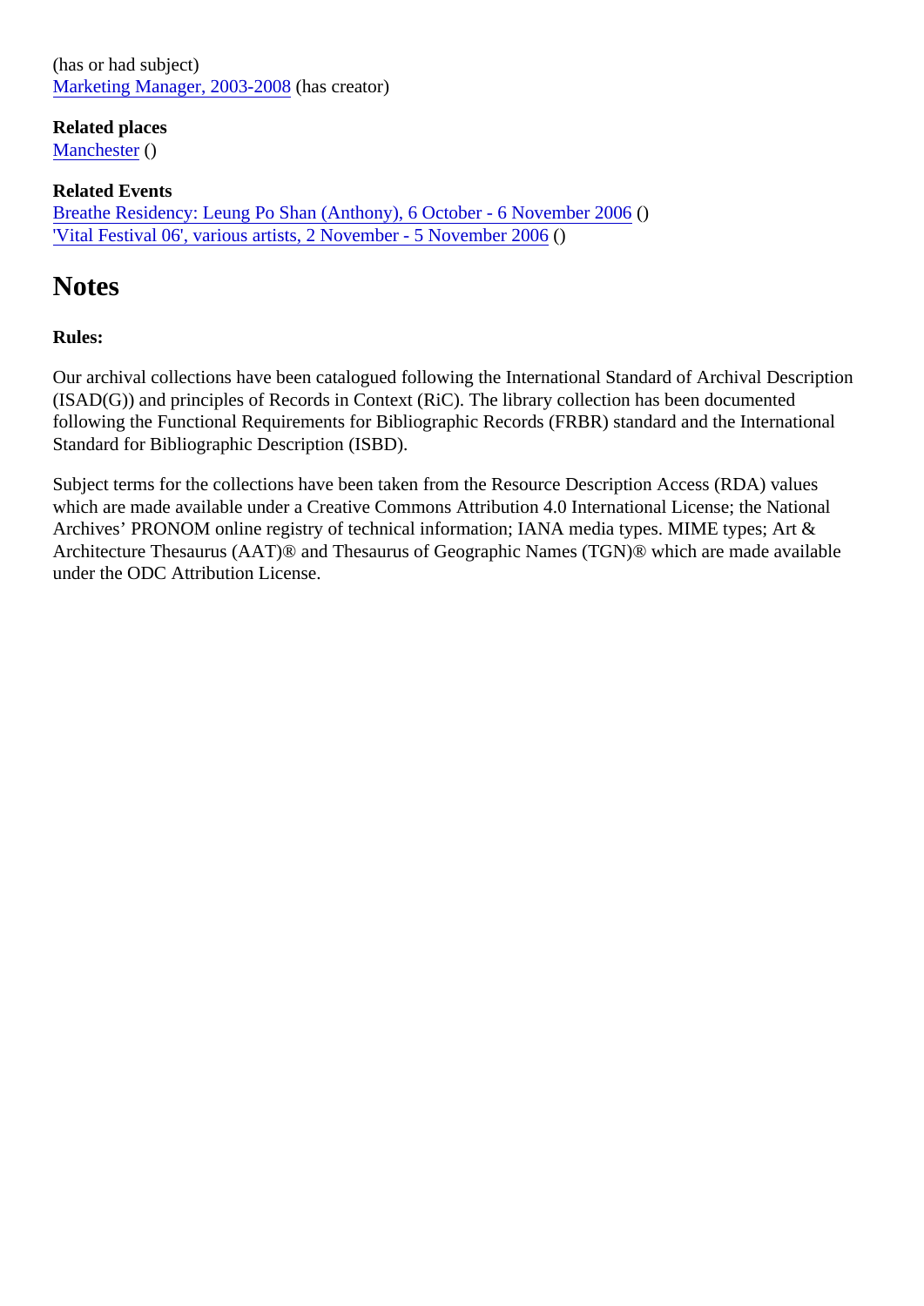(has or had subject)
Marketing Manager, 2003-2008 (has creator)

**Related places**
Manchester ()

**Related Events**
Breathe Residency: Leung Po Shan (Anthony), 6 October - 6 November 2006 ()
'Vital Festival 06', various artists, 2 November - 5 November 2006 ()

## Notes

**Rules:**

Our archival collections have been catalogued following the International Standard of Archival Description (ISAD(G)) and principles of Records in Context (RiC). The library collection has been documented following the Functional Requirements for Bibliographic Records (FRBR) standard and the International Standard for Bibliographic Description (ISBD).

Subject terms for the collections have been taken from the Resource Description Access (RDA) values which are made available under a Creative Commons Attribution 4.0 International License; the National Archives' PRONOM online registry of technical information; IANA media types. MIME types; Art & Architecture Thesaurus (AAT)® and Thesaurus of Geographic Names (TGN)® which are made available under the ODC Attribution License.